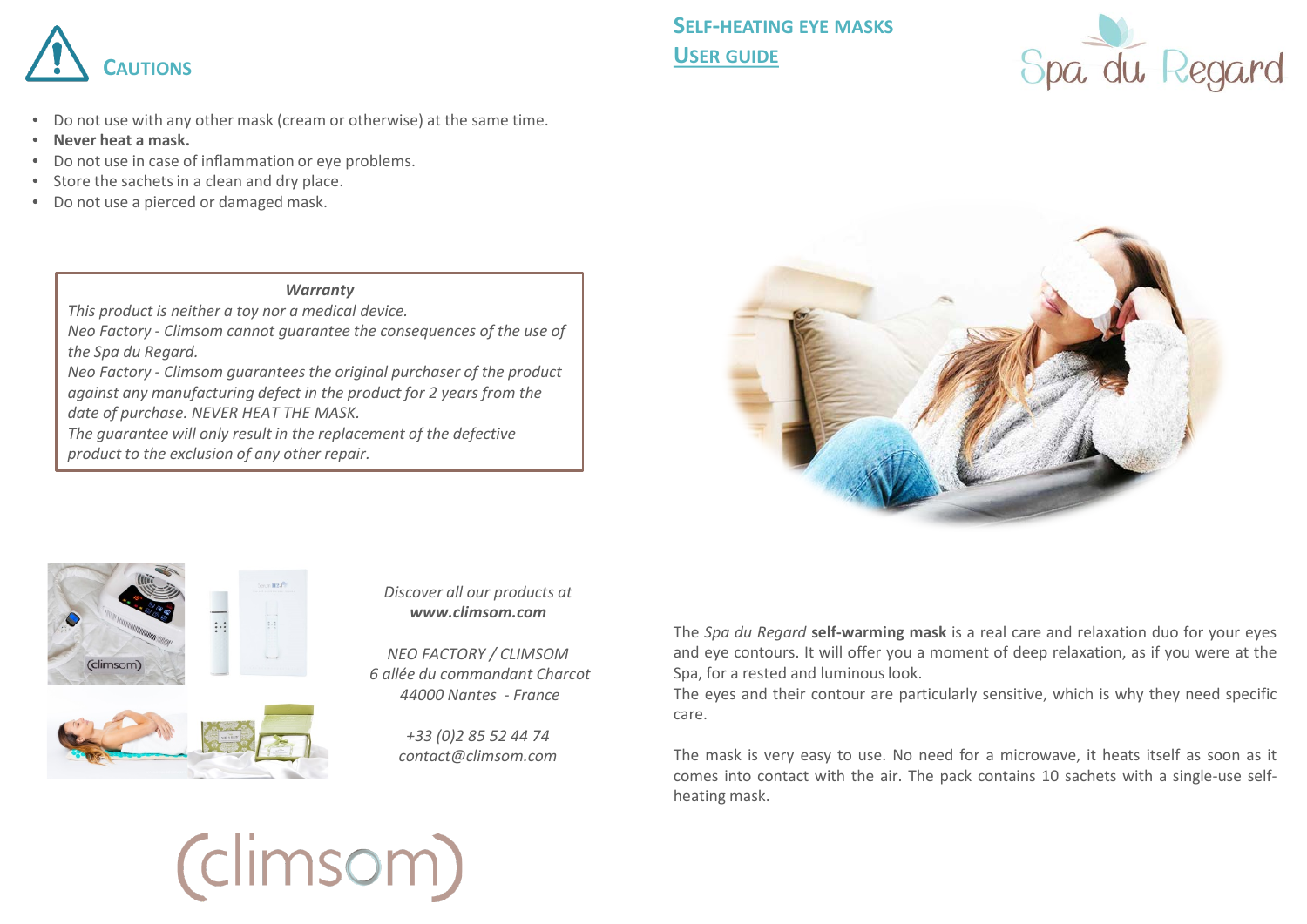## Cautions

- Do not use with any other mask (cream or otherwise) at the same time.
- **Never heat a mask.**
- Do not use in case of inflammation or eye problems.
- Store the sachets in a clean and dry place.
- Do not use a pierced or damaged mask.

> ***Warranty***
>
> *This product is neither a toy nor a medical device.*
> *Neo Factory - Climsom cannot guarantee the consequences of the use of the Spa du Regard.*
> *Neo Factory - Climsom guarantees the original purchaser of the product against any manufacturing defect in the product for 2 years from the date of purchase. NEVER HEAT THE MASK.*
> *The guarantee will only result in the replacement of the defective product to the exclusion of any other repair.*

*Discover all our products at*
***www.climsom.com***

*NEO FACTORY / CLIMSOM*
*6 allée du commandant Charcot*
*44000 Nantes - France*

*+33 (0)2 85 52 44 74*
*contact@climsom.com*

(climsom)

## Self-heating eye masks

## User guide

Spa du Regard

The *Spa du Regard* **self-warming mask** is a real care and relaxation duo for your eyes and eye contours. It will offer you a moment of deep relaxation, as if you were at the Spa, for a rested and luminous look.
The eyes and their contour are particularly sensitive, which is why they need specific care.

The mask is very easy to use. No need for a microwave, it heats itself as soon as it comes into contact with the air. The pack contains 10 sachets with a single-use self-heating mask.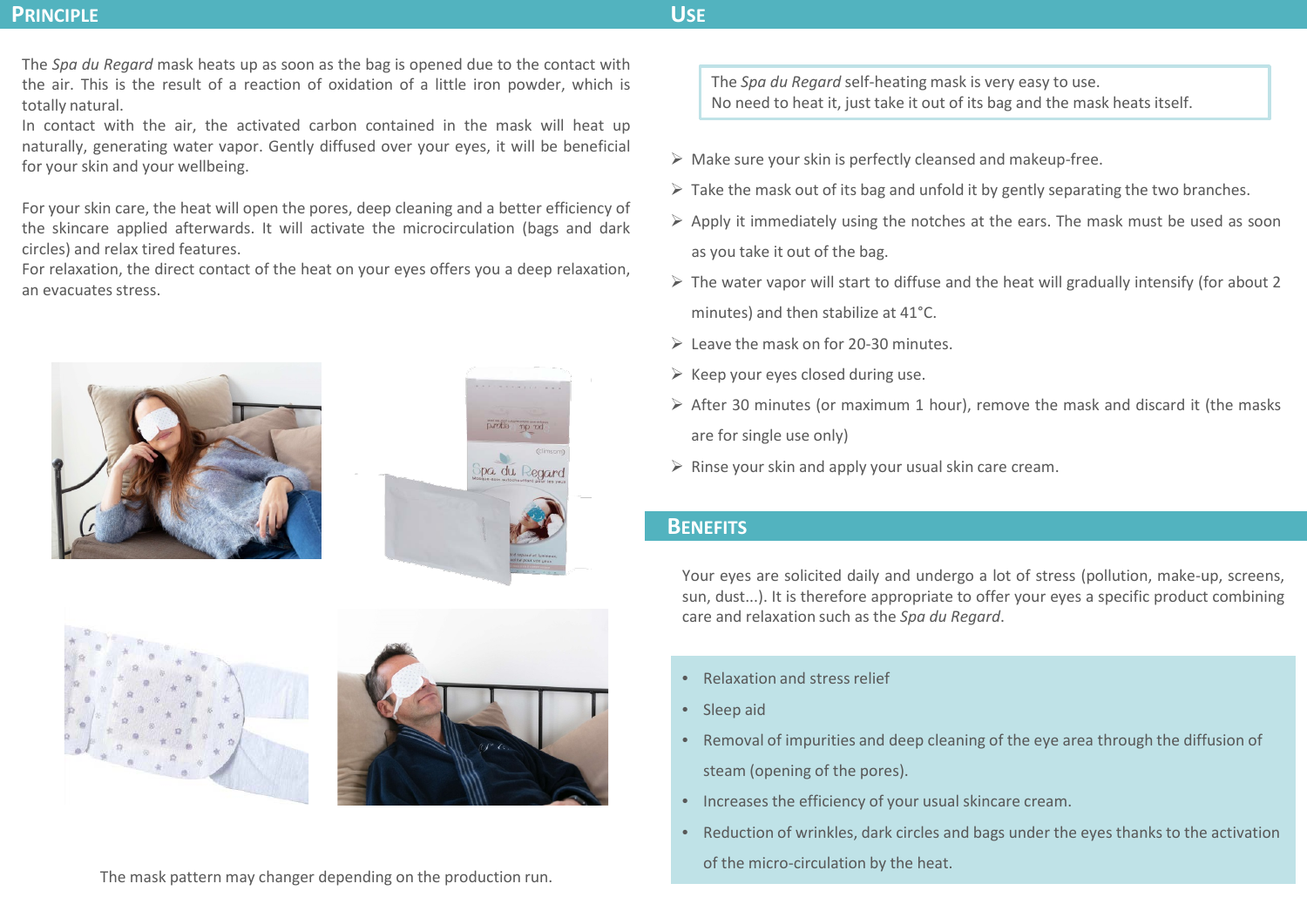## Principle

The *Spa du Regard* mask heats up as soon as the bag is opened due to the contact with the air. This is the result of a reaction of oxidation of a little iron powder, which is totally natural.
In contact with the air, the activated carbon contained in the mask will heat up naturally, generating water vapor. Gently diffused over your eyes, it will be beneficial for your skin and your wellbeing.

For your skin care, the heat will open the pores, deep cleaning and a better efficiency of the skincare applied afterwards. It will activate the microcirculation (bags and dark circles) and relax tired features.
For relaxation, the direct contact of the heat on your eyes offers you a deep relaxation, an evacuates stress.

The mask pattern may changer depending on the production run.

## Use

The *Spa du Regard* self-heating mask is very easy to use.
No need to heat it, just take it out of its bag and the mask heats itself.

- Make sure your skin is perfectly cleansed and makeup-free.
- Take the mask out of its bag and unfold it by gently separating the two branches.
- Apply it immediately using the notches at the ears. The mask must be used as soon as you take it out of the bag.
- The water vapor will start to diffuse and the heat will gradually intensify (for about 2 minutes) and then stabilize at 41°C.
- Leave the mask on for 20-30 minutes.
- Keep your eyes closed during use.
- After 30 minutes (or maximum 1 hour), remove the mask and discard it (the masks are for single use only)
- Rinse your skin and apply your usual skin care cream.

## Benefits

Your eyes are solicited daily and undergo a lot of stress (pollution, make-up, screens, sun, dust...). It is therefore appropriate to offer your eyes a specific product combining care and relaxation such as the *Spa du Regard*.

- Relaxation and stress relief
- Sleep aid
- Removal of impurities and deep cleaning of the eye area through the diffusion of steam (opening of the pores).
- Increases the efficiency of your usual skincare cream.
- Reduction of wrinkles, dark circles and bags under the eyes thanks to the activation of the micro-circulation by the heat.